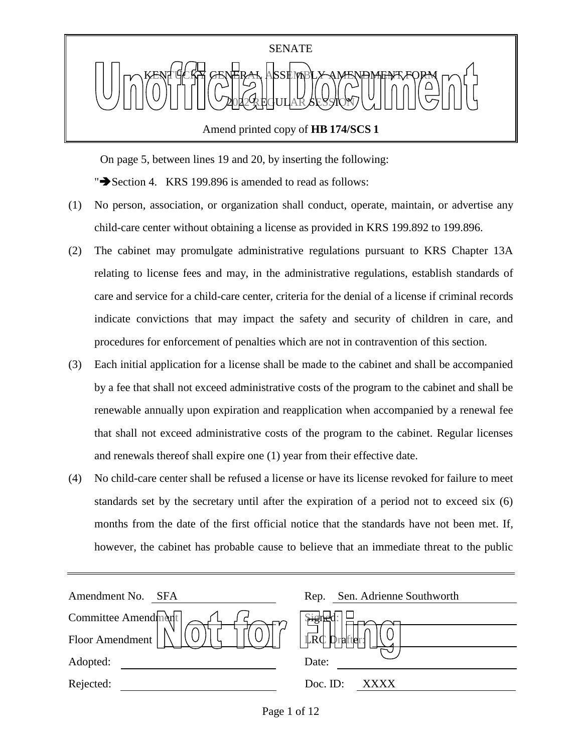SENATE

KENTUCKY GENERAL ASSEMBLY AMENDMENT FORM

2022 REGULAR SESSION

Amend printed copy of **HB 174/SCS 1**

On page 5, between lines 19 and 20, by inserting the following:

"➔Section 4. KRS 199.896 is amended to read as follows:

(1) No person, association, or organization shall conduct, operate, maintain, or advertise any child-care center without obtaining a license as provided in KRS 199.892 to 199.896.

(2) The cabinet may promulgate administrative regulations pursuant to KRS Chapter 13A relating to license fees and may, in the administrative regulations, establish standards of care and service for a child-care center, criteria for the denial of a license if criminal records indicate convictions that may impact the safety and security of children in care, and procedures for enforcement of penalties which are not in contravention of this section.

(3) Each initial application for a license shall be made to the cabinet and shall be accompanied by a fee that shall not exceed administrative costs of the program to the cabinet and shall be renewable annually upon expiration and reapplication when accompanied by a renewal fee that shall not exceed administrative costs of the program to the cabinet. Regular licenses and renewals thereof shall expire one (1) year from their effective date.

(4) No child-care center shall be refused a license or have its license revoked for failure to meet standards set by the secretary until after the expiration of a period not to exceed six (6) months from the date of the first official notice that the standards have not been met. If, however, the cabinet has probable cause to believe that an immediate threat to the public

| | | | |
|---|---|---|---|
| Amendment No. | SFA | Rep. | Sen. Adrienne Southworth |
| Committee Amendment | | Signed: | |
| Floor Amendment | | LRC Drafter: | |
| Adopted: | | Date: | |
| Rejected: | | Doc. ID: | XXXX |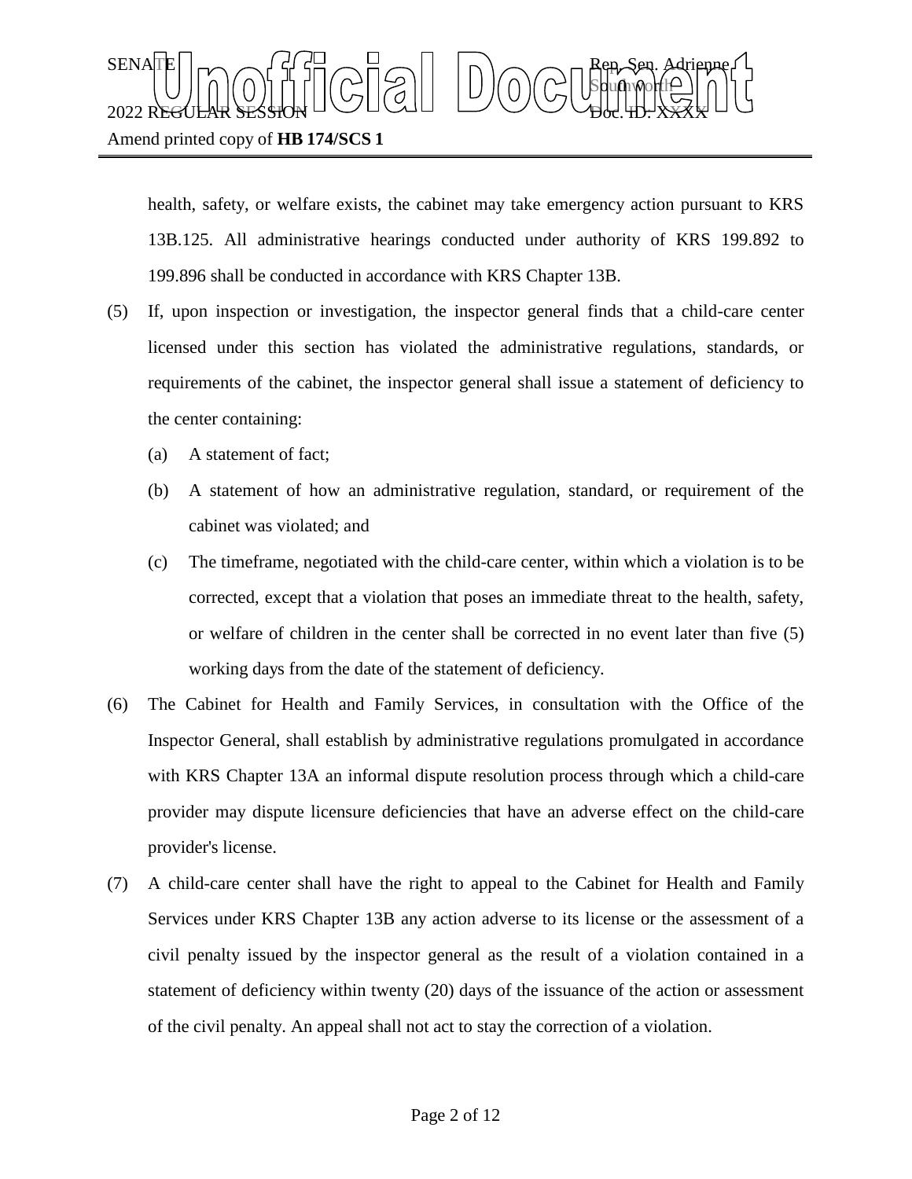health, safety, or welfare exists, the cabinet may take emergency action pursuant to KRS 13B.125. All administrative hearings conducted under authority of KRS 199.892 to 199.896 shall be conducted in accordance with KRS Chapter 13B.

(5) If, upon inspection or investigation, the inspector general finds that a child-care center licensed under this section has violated the administrative regulations, standards, or requirements of the cabinet, the inspector general shall issue a statement of deficiency to the center containing:

   (a) A statement of fact;

   (b) A statement of how an administrative regulation, standard, or requirement of the cabinet was violated; and

   (c) The timeframe, negotiated with the child-care center, within which a violation is to be corrected, except that a violation that poses an immediate threat to the health, safety, or welfare of children in the center shall be corrected in no event later than five (5) working days from the date of the statement of deficiency.

(6) The Cabinet for Health and Family Services, in consultation with the Office of the Inspector General, shall establish by administrative regulations promulgated in accordance with KRS Chapter 13A an informal dispute resolution process through which a child-care provider may dispute licensure deficiencies that have an adverse effect on the child-care provider's license.

(7) A child-care center shall have the right to appeal to the Cabinet for Health and Family Services under KRS Chapter 13B any action adverse to its license or the assessment of a civil penalty issued by the inspector general as the result of a violation contained in a statement of deficiency within twenty (20) days of the issuance of the action or assessment of the civil penalty. An appeal shall not act to stay the correction of a violation.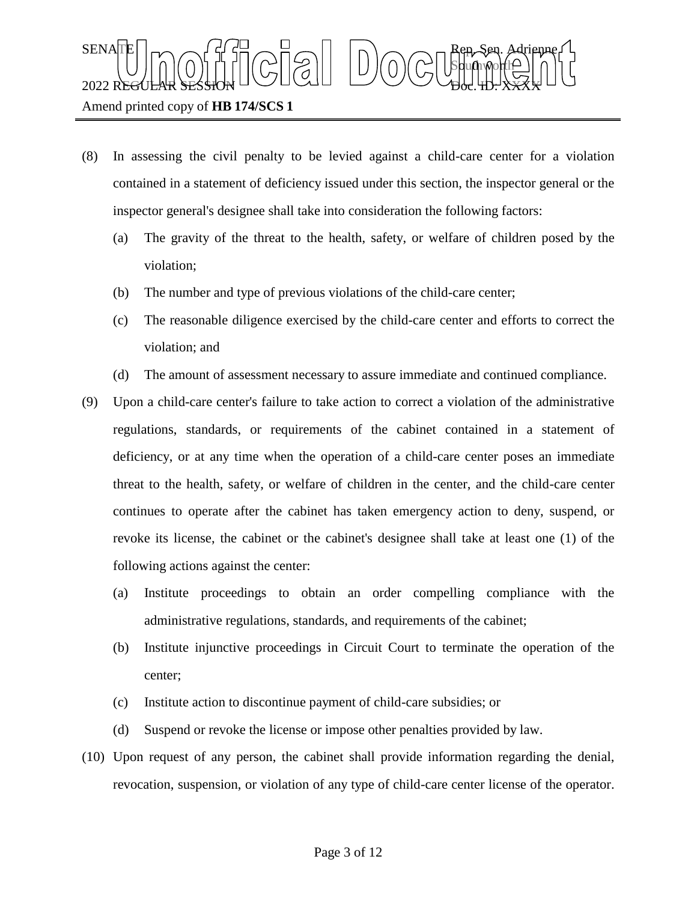(8) In assessing the civil penalty to be levied against a child-care center for a violation contained in a statement of deficiency issued under this section, the inspector general or the inspector general's designee shall take into consideration the following factors:

   (a) The gravity of the threat to the health, safety, or welfare of children posed by the violation;

   (b) The number and type of previous violations of the child-care center;

   (c) The reasonable diligence exercised by the child-care center and efforts to correct the violation; and

   (d) The amount of assessment necessary to assure immediate and continued compliance.

(9) Upon a child-care center's failure to take action to correct a violation of the administrative regulations, standards, or requirements of the cabinet contained in a statement of deficiency, or at any time when the operation of a child-care center poses an immediate threat to the health, safety, or welfare of children in the center, and the child-care center continues to operate after the cabinet has taken emergency action to deny, suspend, or revoke its license, the cabinet or the cabinet's designee shall take at least one (1) of the following actions against the center:

   (a) Institute proceedings to obtain an order compelling compliance with the administrative regulations, standards, and requirements of the cabinet;

   (b) Institute injunctive proceedings in Circuit Court to terminate the operation of the center;

   (c) Institute action to discontinue payment of child-care subsidies; or

   (d) Suspend or revoke the license or impose other penalties provided by law.

(10) Upon request of any person, the cabinet shall provide information regarding the denial, revocation, suspension, or violation of any type of child-care center license of the operator.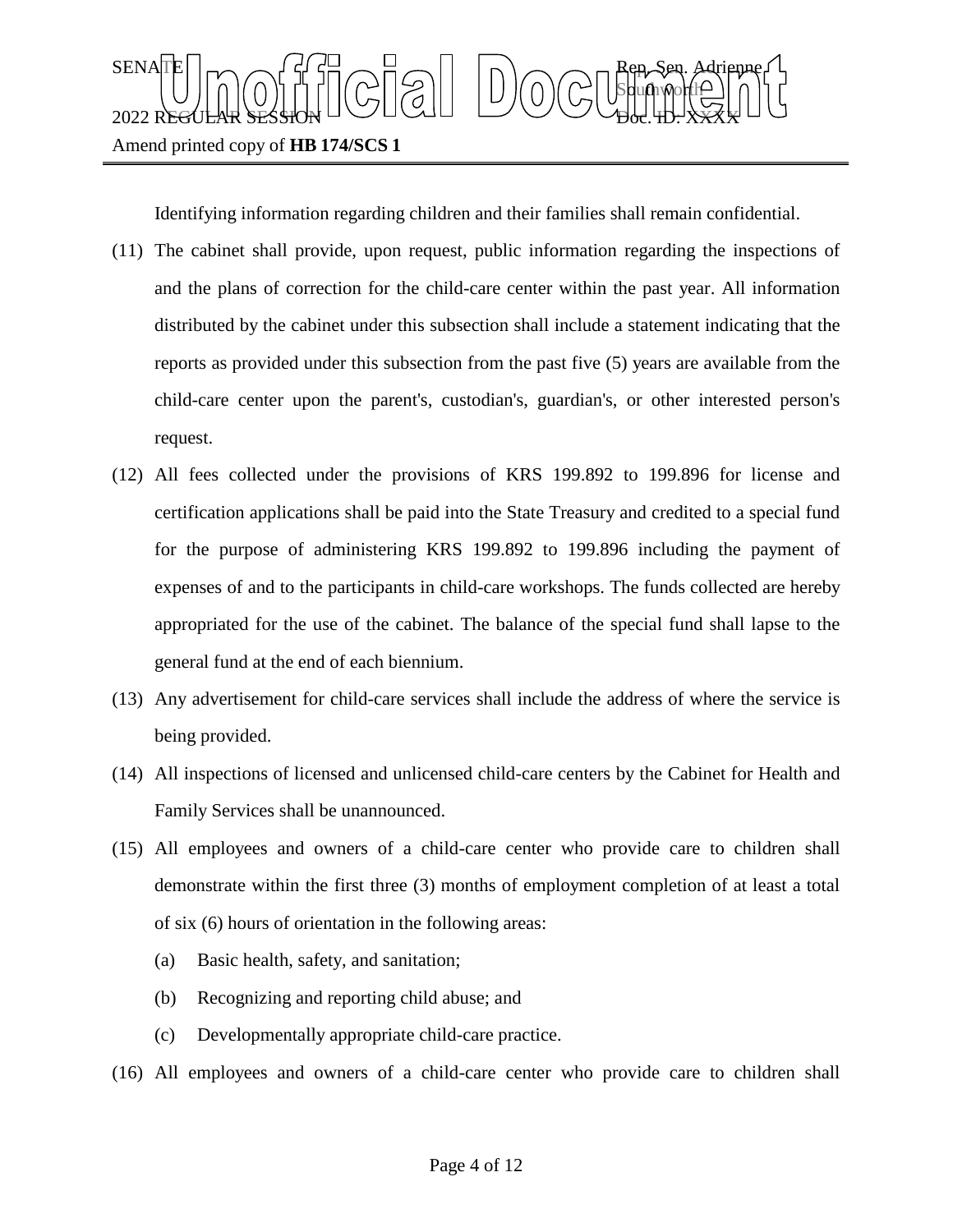Identifying information regarding children and their families shall remain confidential.

(11) The cabinet shall provide, upon request, public information regarding the inspections of and the plans of correction for the child-care center within the past year. All information distributed by the cabinet under this subsection shall include a statement indicating that the reports as provided under this subsection from the past five (5) years are available from the child-care center upon the parent's, custodian's, guardian's, or other interested person's request.

(12) All fees collected under the provisions of KRS 199.892 to 199.896 for license and certification applications shall be paid into the State Treasury and credited to a special fund for the purpose of administering KRS 199.892 to 199.896 including the payment of expenses of and to the participants in child-care workshops. The funds collected are hereby appropriated for the use of the cabinet. The balance of the special fund shall lapse to the general fund at the end of each biennium.

(13) Any advertisement for child-care services shall include the address of where the service is being provided.

(14) All inspections of licensed and unlicensed child-care centers by the Cabinet for Health and Family Services shall be unannounced.

(15) All employees and owners of a child-care center who provide care to children shall demonstrate within the first three (3) months of employment completion of at least a total of six (6) hours of orientation in the following areas:

(a) Basic health, safety, and sanitation;

(b) Recognizing and reporting child abuse; and

(c) Developmentally appropriate child-care practice.

(16) All employees and owners of a child-care center who provide care to children shall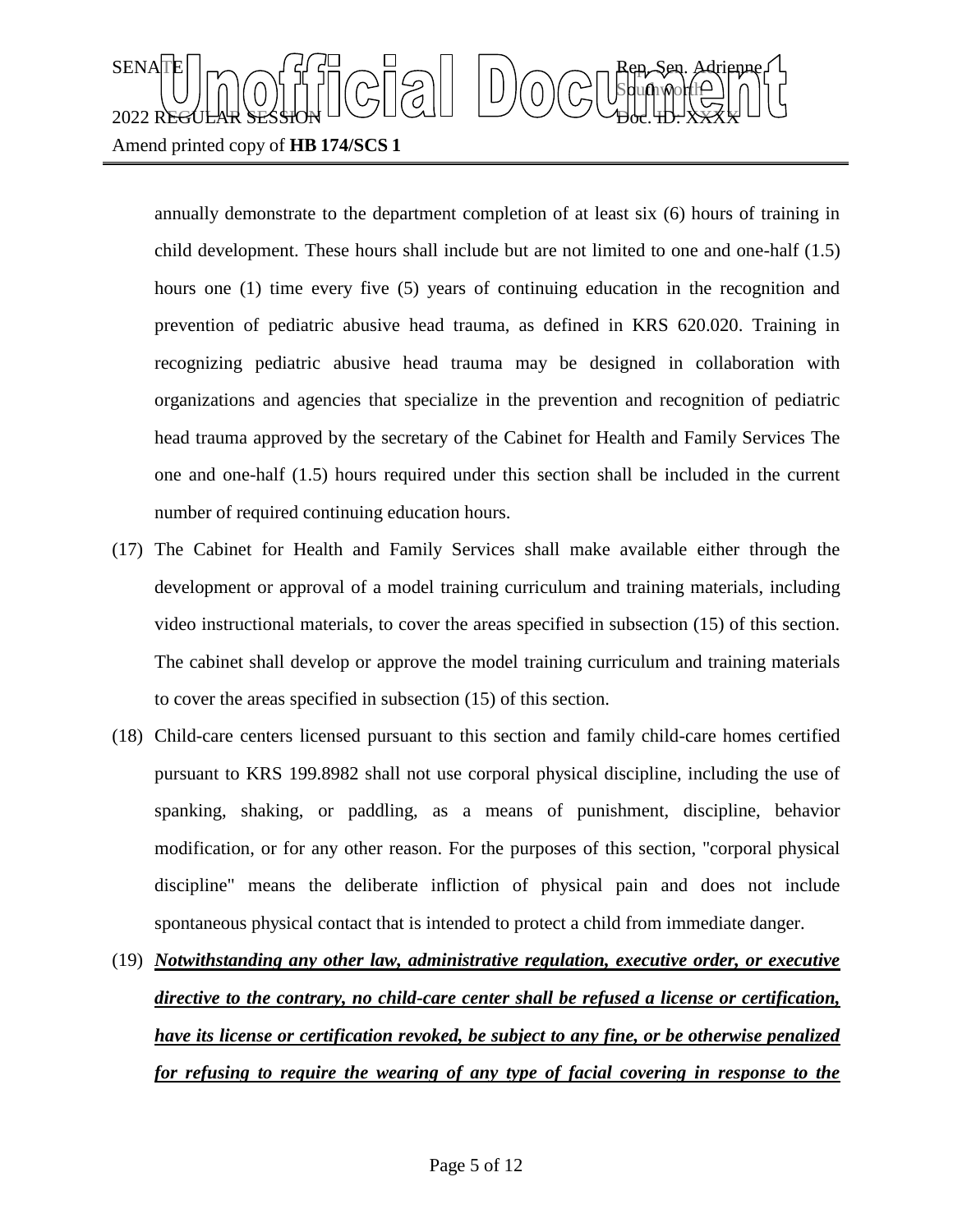annually demonstrate to the department completion of at least six (6) hours of training in child development. These hours shall include but are not limited to one and one-half (1.5) hours one (1) time every five (5) years of continuing education in the recognition and prevention of pediatric abusive head trauma, as defined in KRS 620.020. Training in recognizing pediatric abusive head trauma may be designed in collaboration with organizations and agencies that specialize in the prevention and recognition of pediatric head trauma approved by the secretary of the Cabinet for Health and Family Services The one and one-half (1.5) hours required under this section shall be included in the current number of required continuing education hours.

(17) The Cabinet for Health and Family Services shall make available either through the development or approval of a model training curriculum and training materials, including video instructional materials, to cover the areas specified in subsection (15) of this section. The cabinet shall develop or approve the model training curriculum and training materials to cover the areas specified in subsection (15) of this section.

(18) Child-care centers licensed pursuant to this section and family child-care homes certified pursuant to KRS 199.8982 shall not use corporal physical discipline, including the use of spanking, shaking, or paddling, as a means of punishment, discipline, behavior modification, or for any other reason. For the purposes of this section, "corporal physical discipline" means the deliberate infliction of physical pain and does not include spontaneous physical contact that is intended to protect a child from immediate danger.

(19) ***Notwithstanding any other law, administrative regulation, executive order, or executive directive to the contrary, no child-care center shall be refused a license or certification, have its license or certification revoked, be subject to any fine, or be otherwise penalized for refusing to require the wearing of any type of facial covering in response to the***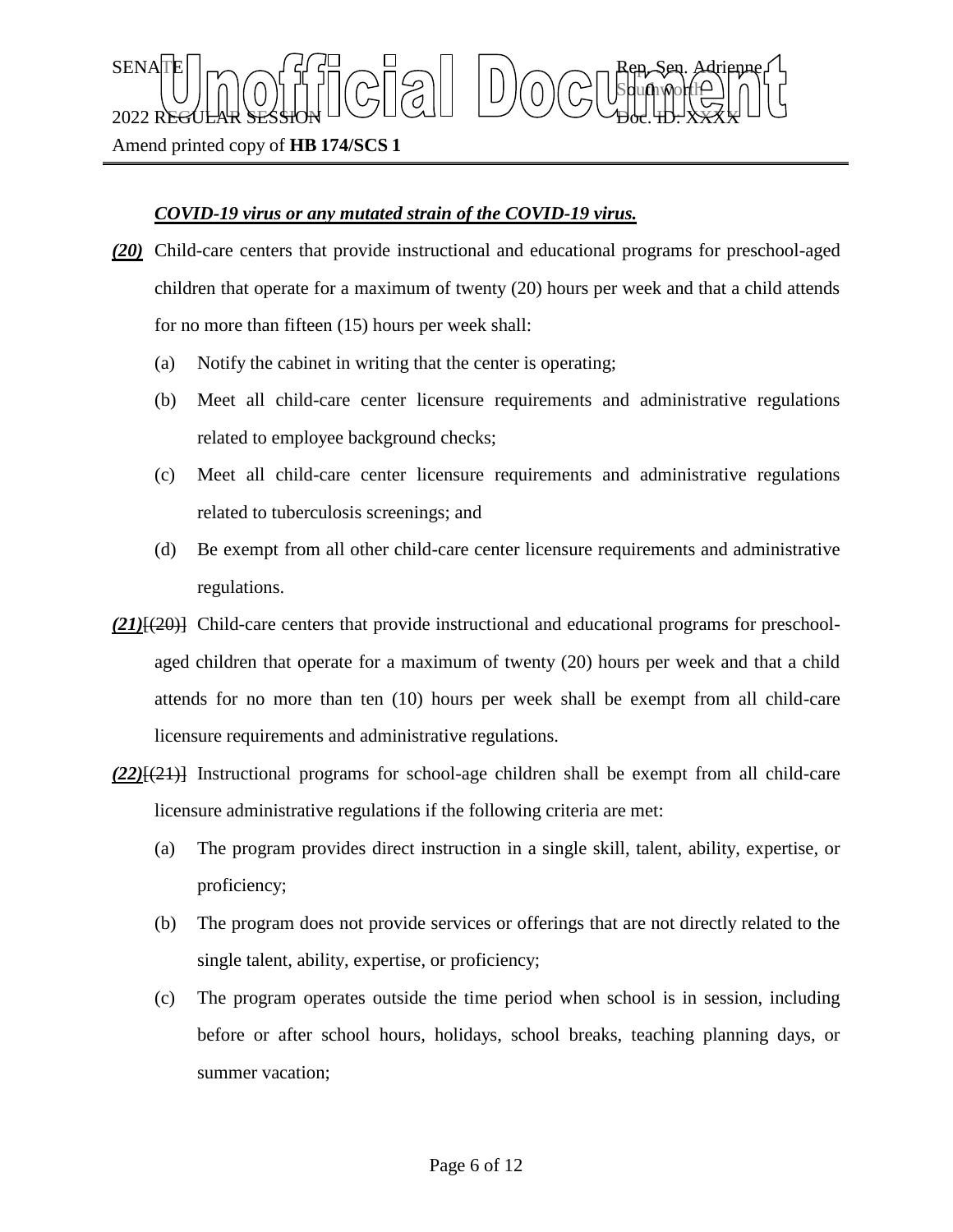***COVID-19 virus or any mutated strain of the COVID-19 virus.***

***(20)*** Child-care centers that provide instructional and educational programs for preschool-aged children that operate for a maximum of twenty (20) hours per week and that a child attends for no more than fifteen (15) hours per week shall:

(a) Notify the cabinet in writing that the center is operating;

(b) Meet all child-care center licensure requirements and administrative regulations related to employee background checks;

(c) Meet all child-care center licensure requirements and administrative regulations related to tuberculosis screenings; and

(d) Be exempt from all other child-care center licensure requirements and administrative regulations.

***(21)***~~[(20)]~~ Child-care centers that provide instructional and educational programs for preschool-aged children that operate for a maximum of twenty (20) hours per week and that a child attends for no more than ten (10) hours per week shall be exempt from all child-care licensure requirements and administrative regulations.

***(22)***~~[(21)]~~ Instructional programs for school-age children shall be exempt from all child-care licensure administrative regulations if the following criteria are met:

(a) The program provides direct instruction in a single skill, talent, ability, expertise, or proficiency;

(b) The program does not provide services or offerings that are not directly related to the single talent, ability, expertise, or proficiency;

(c) The program operates outside the time period when school is in session, including before or after school hours, holidays, school breaks, teaching planning days, or summer vacation;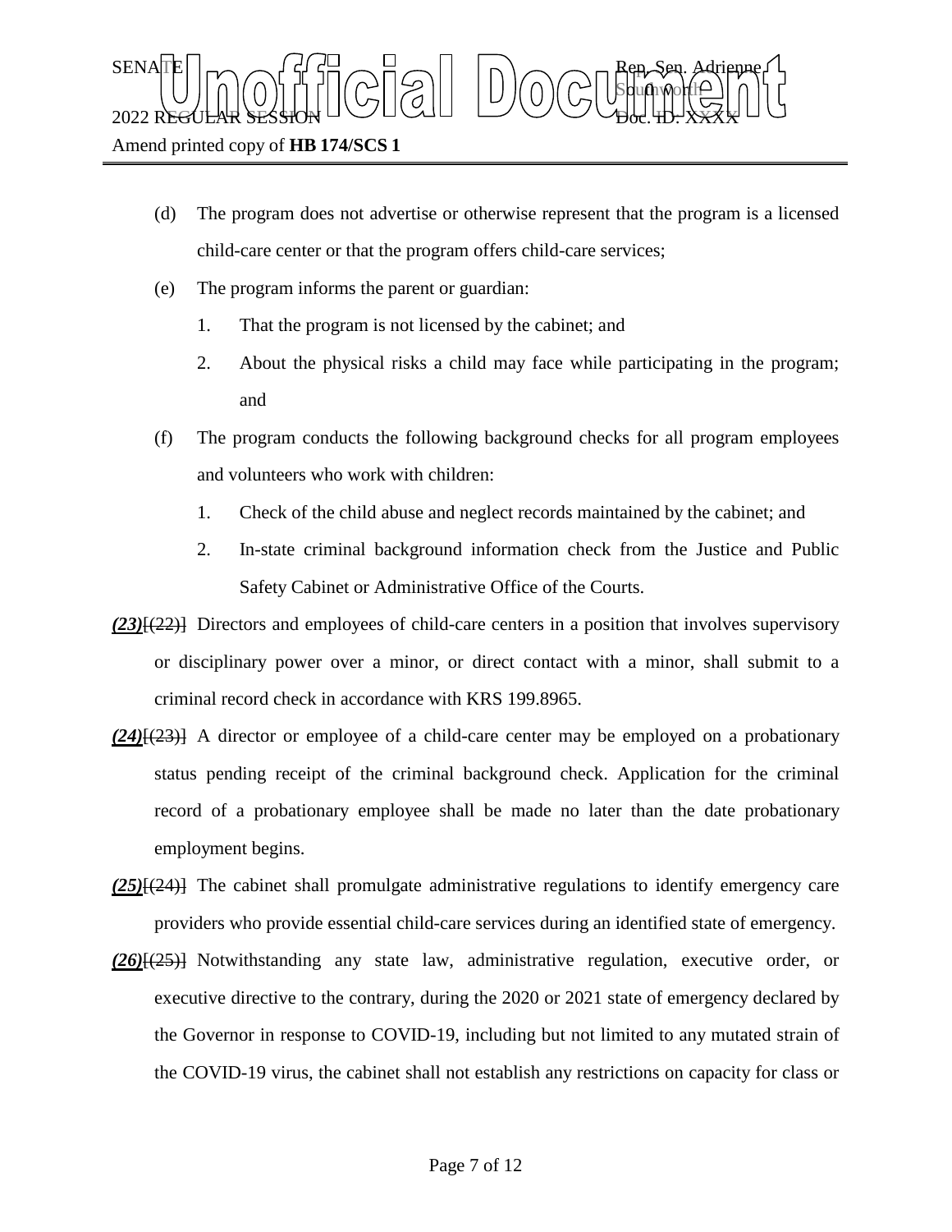(d) The program does not advertise or otherwise represent that the program is a licensed child-care center or that the program offers child-care services;

(e) The program informs the parent or guardian:

1. That the program is not licensed by the cabinet; and
2. About the physical risks a child may face while participating in the program; and

(f) The program conducts the following background checks for all program employees and volunteers who work with children:

1. Check of the child abuse and neglect records maintained by the cabinet; and
2. In-state criminal background information check from the Justice and Public Safety Cabinet or Administrative Office of the Courts.

***(23)***~~[(22)]~~ Directors and employees of child-care centers in a position that involves supervisory or disciplinary power over a minor, or direct contact with a minor, shall submit to a criminal record check in accordance with KRS 199.8965.

***(24)***~~[(23)]~~ A director or employee of a child-care center may be employed on a probationary status pending receipt of the criminal background check. Application for the criminal record of a probationary employee shall be made no later than the date probationary employment begins.

***(25)***~~[(24)]~~ The cabinet shall promulgate administrative regulations to identify emergency care providers who provide essential child-care services during an identified state of emergency.

***(26)***~~[(25)]~~ Notwithstanding any state law, administrative regulation, executive order, or executive directive to the contrary, during the 2020 or 2021 state of emergency declared by the Governor in response to COVID-19, including but not limited to any mutated strain of the COVID-19 virus, the cabinet shall not establish any restrictions on capacity for class or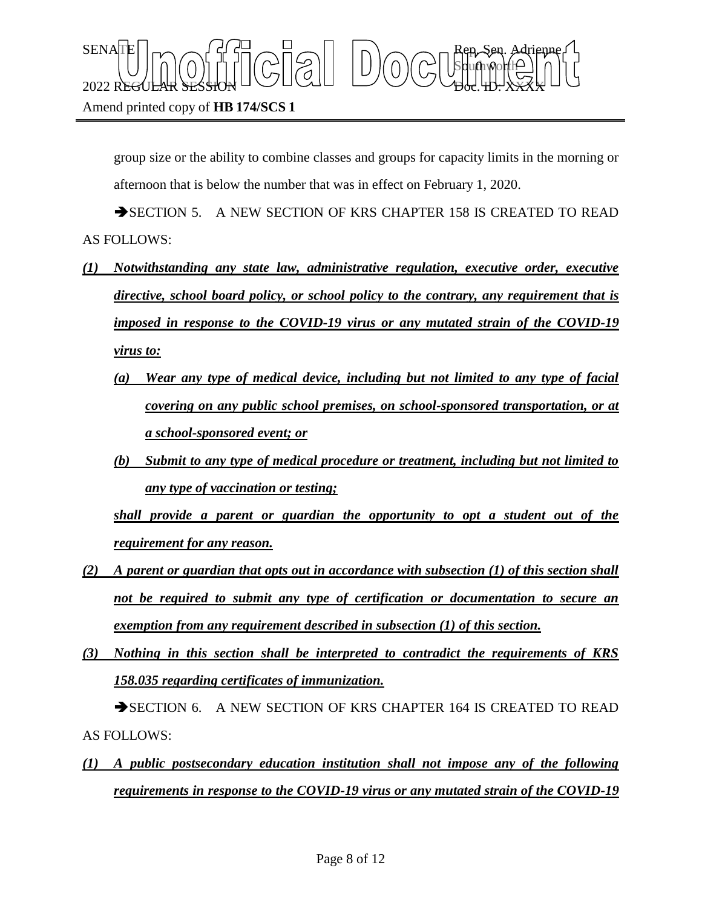group size or the ability to combine classes and groups for capacity limits in the morning or afternoon that is below the number that was in effect on February 1, 2020.

➔SECTION 5. A NEW SECTION OF KRS CHAPTER 158 IS CREATED TO READ AS FOLLOWS:

***(1) Notwithstanding any state law, administrative regulation, executive order, executive directive, school board policy, or school policy to the contrary, any requirement that is imposed in response to the COVID-19 virus or any mutated strain of the COVID-19 virus to:***

***(a) Wear any type of medical device, including but not limited to any type of facial covering on any public school premises, on school-sponsored transportation, or at a school-sponsored event; or***

***(b) Submit to any type of medical procedure or treatment, including but not limited to any type of vaccination or testing;***

***shall provide a parent or guardian the opportunity to opt a student out of the requirement for any reason.***

***(2) A parent or guardian that opts out in accordance with subsection (1) of this section shall not be required to submit any type of certification or documentation to secure an exemption from any requirement described in subsection (1) of this section.***

***(3) Nothing in this section shall be interpreted to contradict the requirements of KRS 158.035 regarding certificates of immunization.***

➔SECTION 6. A NEW SECTION OF KRS CHAPTER 164 IS CREATED TO READ AS FOLLOWS:

***(1) A public postsecondary education institution shall not impose any of the following requirements in response to the COVID-19 virus or any mutated strain of the COVID-19***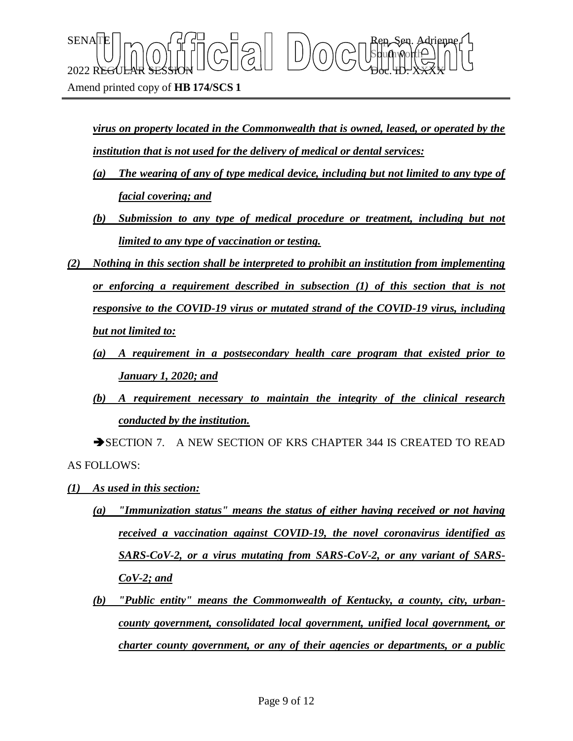***virus on property located in the Commonwealth that is owned, leased, or operated by the institution that is not used for the delivery of medical or dental services:***

***(a) The wearing of any of type medical device, including but not limited to any type of facial covering; and***

***(b) Submission to any type of medical procedure or treatment, including but not limited to any type of vaccination or testing.***

***(2) Nothing in this section shall be interpreted to prohibit an institution from implementing or enforcing a requirement described in subsection (1) of this section that is not responsive to the COVID-19 virus or mutated strand of the COVID-19 virus, including but not limited to:***

***(a) A requirement in a postsecondary health care program that existed prior to January 1, 2020; and***

***(b) A requirement necessary to maintain the integrity of the clinical research conducted by the institution.***

➔SECTION 7. A NEW SECTION OF KRS CHAPTER 344 IS CREATED TO READ AS FOLLOWS:

***(1) As used in this section:***

***(a) "Immunization status" means the status of either having received or not having received a vaccination against COVID-19, the novel coronavirus identified as SARS-CoV-2, or a virus mutating from SARS-CoV-2, or any variant of SARS-CoV-2; and***

***(b) "Public entity" means the Commonwealth of Kentucky, a county, city, urban-county government, consolidated local government, unified local government, or charter county government, or any of their agencies or departments, or a public***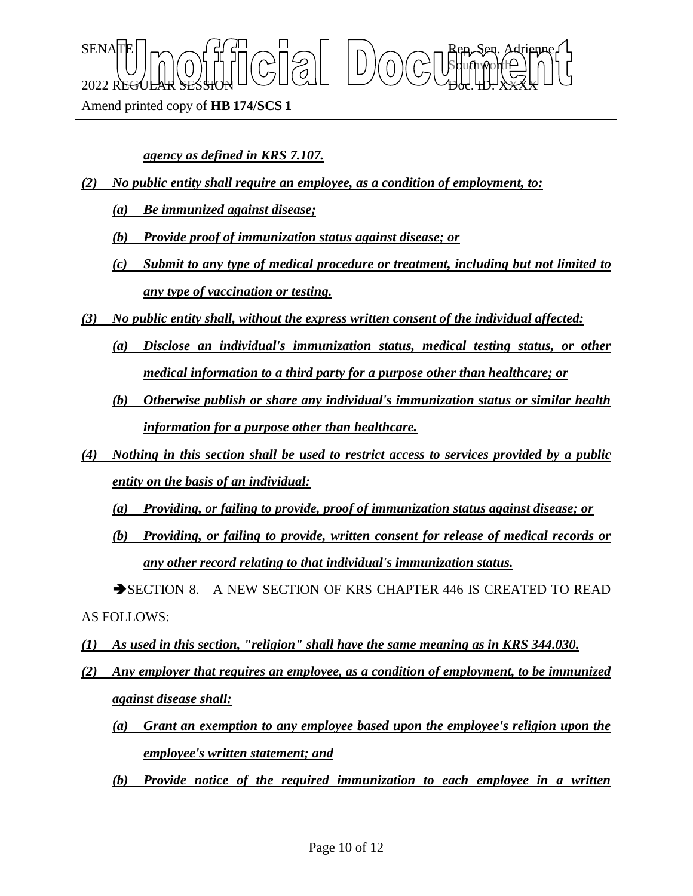*agency as defined in KRS 7.107.*

*(2) No public entity shall require an employee, as a condition of employment, to:*

*(a) Be immunized against disease;*

*(b) Provide proof of immunization status against disease; or*

*(c) Submit to any type of medical procedure or treatment, including but not limited to any type of vaccination or testing.*

*(3) No public entity shall, without the express written consent of the individual affected:*

*(a) Disclose an individual's immunization status, medical testing status, or other medical information to a third party for a purpose other than healthcare; or*

*(b) Otherwise publish or share any individual's immunization status or similar health information for a purpose other than healthcare.*

*(4) Nothing in this section shall be used to restrict access to services provided by a public entity on the basis of an individual:*

*(a) Providing, or failing to provide, proof of immunization status against disease; or*

*(b) Providing, or failing to provide, written consent for release of medical records or any other record relating to that individual's immunization status.*

➔SECTION 8. A NEW SECTION OF KRS CHAPTER 446 IS CREATED TO READ AS FOLLOWS:

*(1) As used in this section, "religion" shall have the same meaning as in KRS 344.030.*

*(2) Any employer that requires an employee, as a condition of employment, to be immunized against disease shall:*

*(a) Grant an exemption to any employee based upon the employee's religion upon the employee's written statement; and*

*(b) Provide notice of the required immunization to each employee in a written*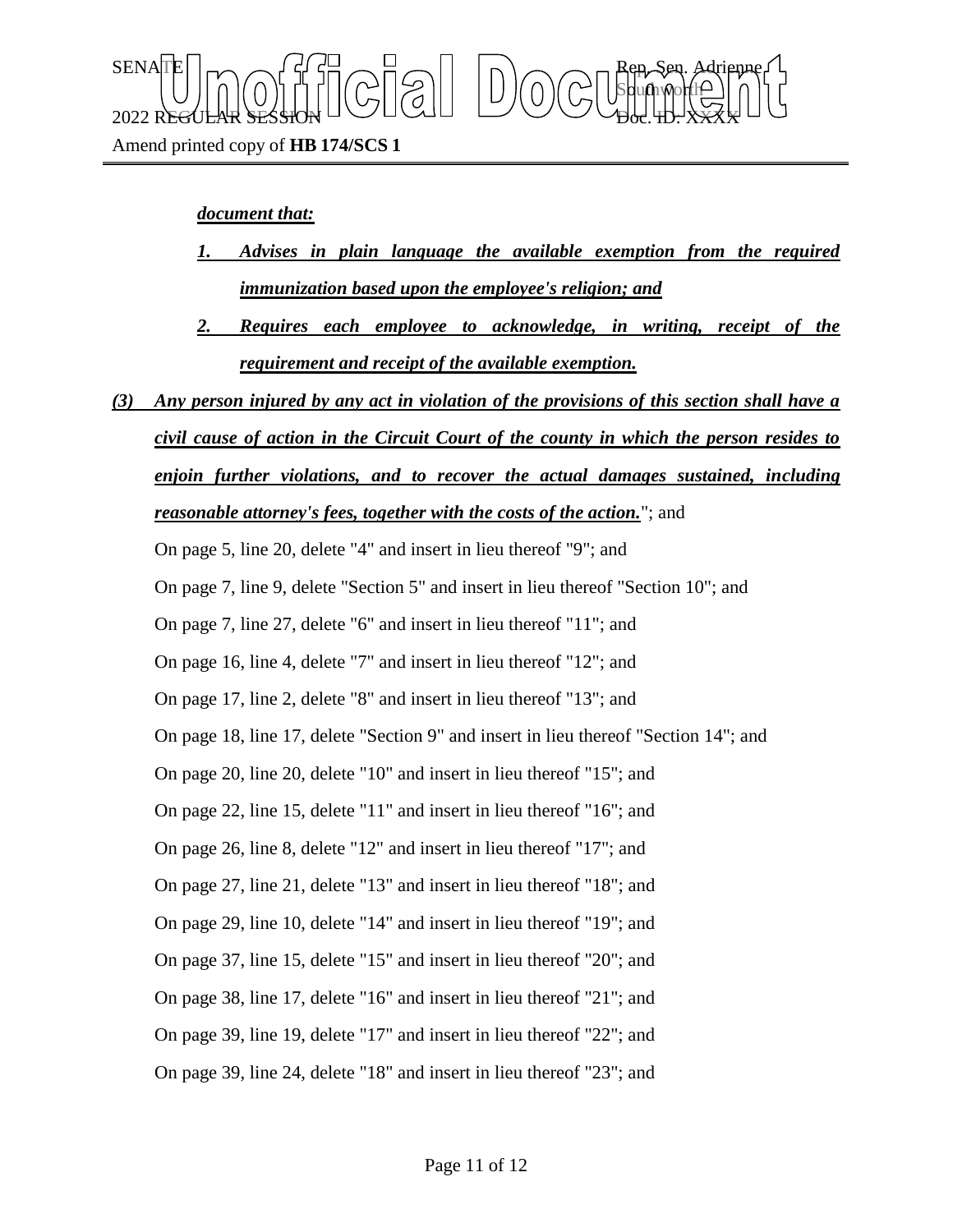***document that:***

1. ***Advises in plain language the available exemption from the required immunization based upon the employee's religion; and***
2. ***Requires each employee to acknowledge, in writing, receipt of the requirement and receipt of the available exemption.***

***(3) Any person injured by any act in violation of the provisions of this section shall have a civil cause of action in the Circuit Court of the county in which the person resides to enjoin further violations, and to recover the actual damages sustained, including reasonable attorney's fees, together with the costs of the action.***"; and

On page 5, line 20, delete "4" and insert in lieu thereof "9"; and

On page 7, line 9, delete "Section 5" and insert in lieu thereof "Section 10"; and

On page 7, line 27, delete "6" and insert in lieu thereof "11"; and

On page 16, line 4, delete "7" and insert in lieu thereof "12"; and

On page 17, line 2, delete "8" and insert in lieu thereof "13"; and

On page 18, line 17, delete "Section 9" and insert in lieu thereof "Section 14"; and

On page 20, line 20, delete "10" and insert in lieu thereof "15"; and

On page 22, line 15, delete "11" and insert in lieu thereof "16"; and

On page 26, line 8, delete "12" and insert in lieu thereof "17"; and

On page 27, line 21, delete "13" and insert in lieu thereof "18"; and

On page 29, line 10, delete "14" and insert in lieu thereof "19"; and

On page 37, line 15, delete "15" and insert in lieu thereof "20"; and

On page 38, line 17, delete "16" and insert in lieu thereof "21"; and

On page 39, line 19, delete "17" and insert in lieu thereof "22"; and

On page 39, line 24, delete "18" and insert in lieu thereof "23"; and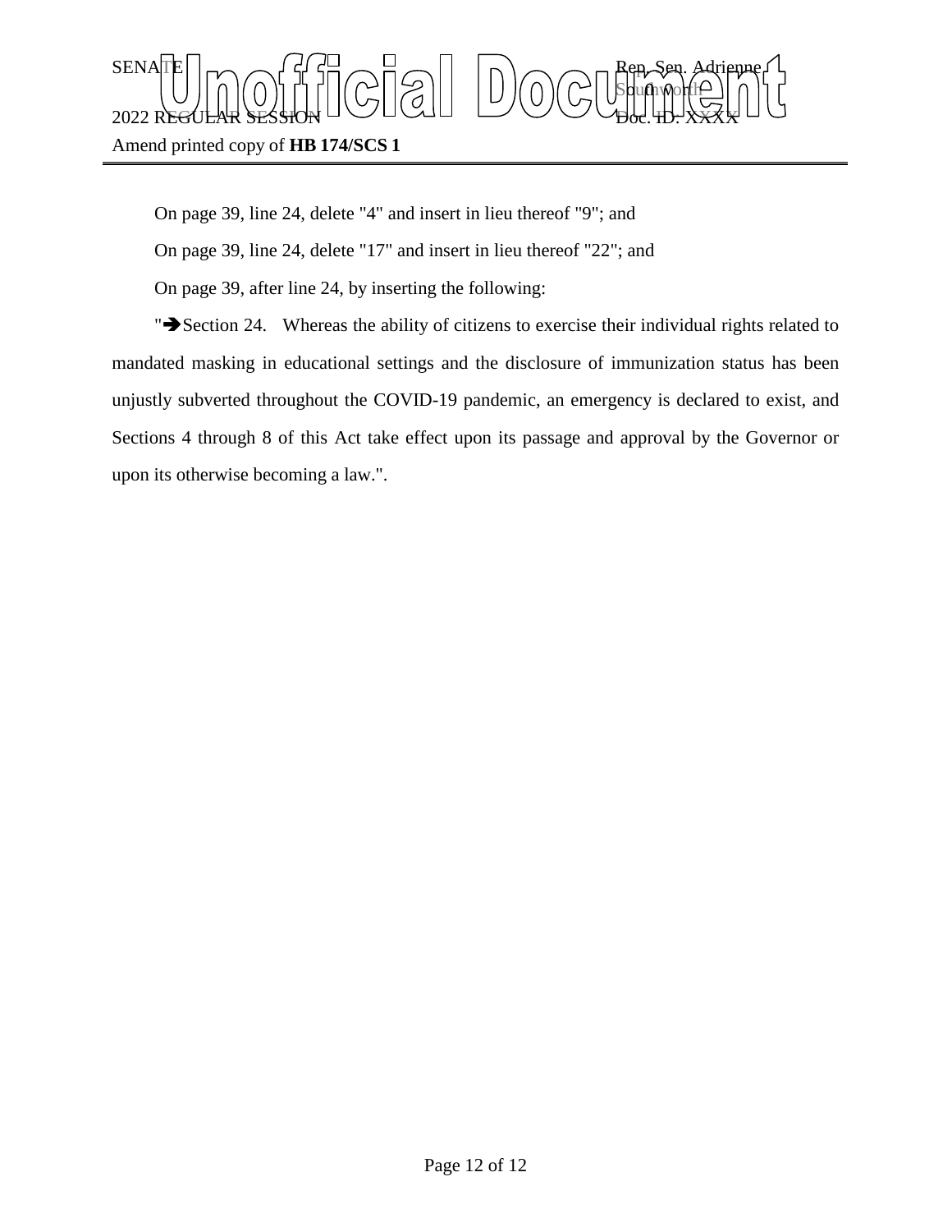On page 39, line 24, delete "4" and insert in lieu thereof "9"; and

On page 39, line 24, delete "17" and insert in lieu thereof "22"; and

On page 39, after line 24, by inserting the following:

"➔Section 24. Whereas the ability of citizens to exercise their individual rights related to mandated masking in educational settings and the disclosure of immunization status has been unjustly subverted throughout the COVID-19 pandemic, an emergency is declared to exist, and Sections 4 through 8 of this Act take effect upon its passage and approval by the Governor or upon its otherwise becoming a law.".